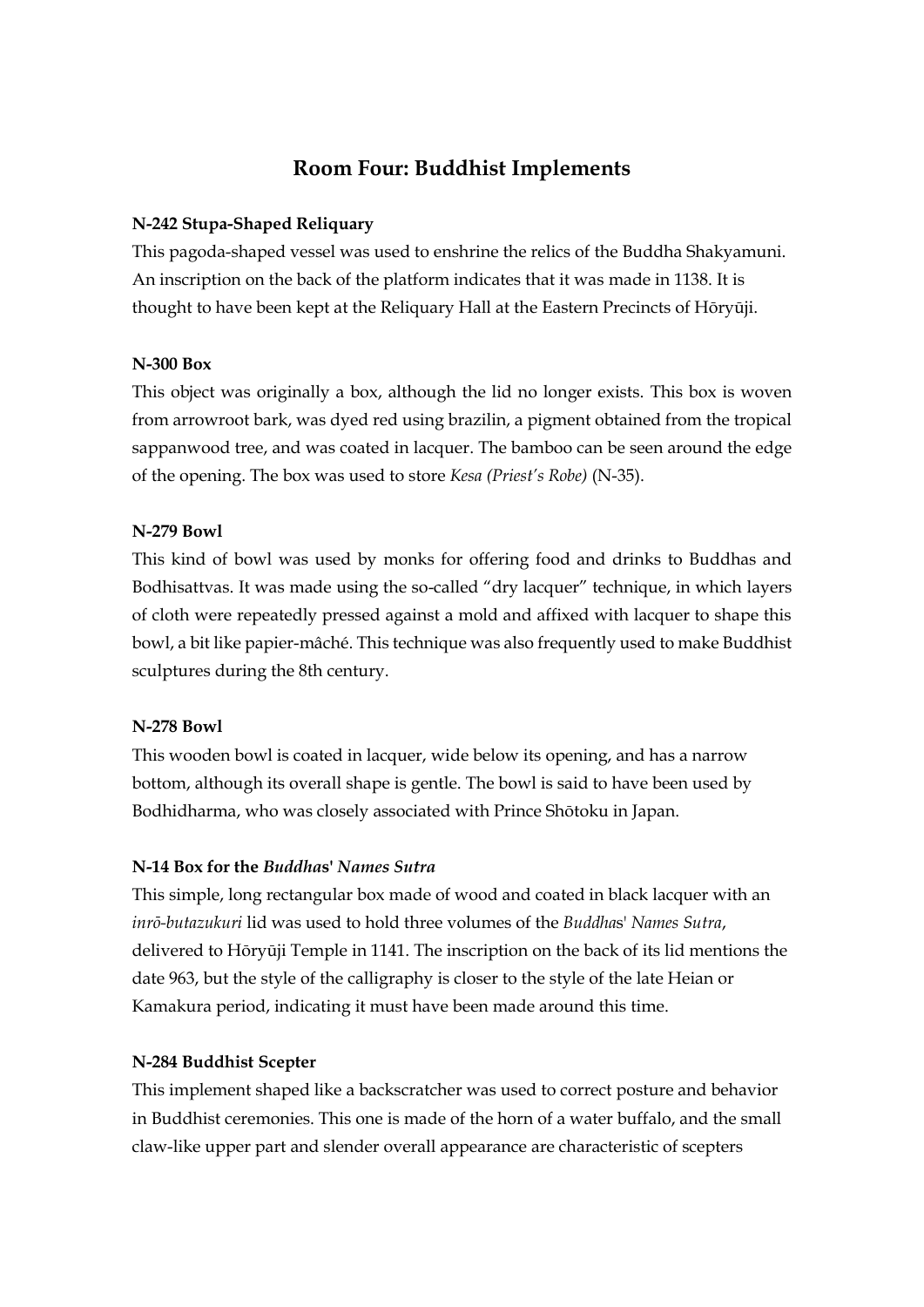# Room Four: Buddhist Implements

**N-242 Stupa-Shaped Reliquary**

This pagoda-shaped vessel was used to enshrine the relics of the Buddha Shakyamuni. An inscription on the back of the platform indicates that it was made in 1138. It is thought to have been kept at the Reliquary Hall at the Eastern Precincts of Hōryūji.

**N-300 Box**

This object was originally a box, although the lid no longer exists. This box is woven from arrowroot bark, was dyed red using brazilin, a pigment obtained from the tropical sappanwood tree, and was coated in lacquer. The bamboo can be seen around the edge of the opening. The box was used to store *Kesa (Priest's Robe)* (N-35).

**N-279 Bowl**

This kind of bowl was used by monks for offering food and drinks to Buddhas and Bodhisattvas. It was made using the so-called "dry lacquer" technique, in which layers of cloth were repeatedly pressed against a mold and affixed with lacquer to shape this bowl, a bit like papier-mâché. This technique was also frequently used to make Buddhist sculptures during the 8th century.

**N-278 Bowl**

This wooden bowl is coated in lacquer, wide below its opening, and has a narrow bottom, although its overall shape is gentle. The bowl is said to have been used by Bodhidharma, who was closely associated with Prince Shōtoku in Japan.

**N-14 Box for the *Buddhas' Names Sutra***

This simple, long rectangular box made of wood and coated in black lacquer with an *inrō-butazukuri* lid was used to hold three volumes of the *Buddhas' Names Sutra*, delivered to Hōryūji Temple in 1141. The inscription on the back of its lid mentions the date 963, but the style of the calligraphy is closer to the style of the late Heian or Kamakura period, indicating it must have been made around this time.

**N-284 Buddhist Scepter**

This implement shaped like a backscratcher was used to correct posture and behavior in Buddhist ceremonies. This one is made of the horn of a water buffalo, and the small claw-like upper part and slender overall appearance are characteristic of scepters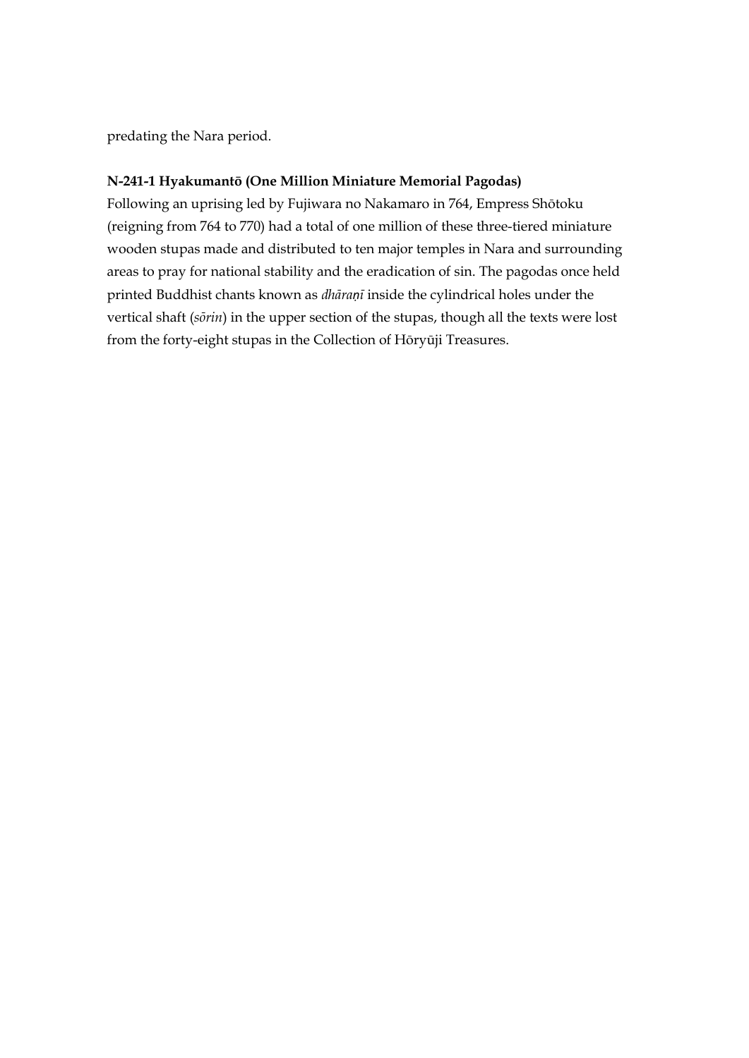predating the Nara period.

**N-241-1 Hyakumantō (One Million Miniature Memorial Pagodas)**

Following an uprising led by Fujiwara no Nakamaro in 764, Empress Shōtoku (reigning from 764 to 770) had a total of one million of these three-tiered miniature wooden stupas made and distributed to ten major temples in Nara and surrounding areas to pray for national stability and the eradication of sin. The pagodas once held printed Buddhist chants known as *dhāraṇī* inside the cylindrical holes under the vertical shaft (*sōrin*) in the upper section of the stupas, though all the texts were lost from the forty-eight stupas in the Collection of Hōryūji Treasures.